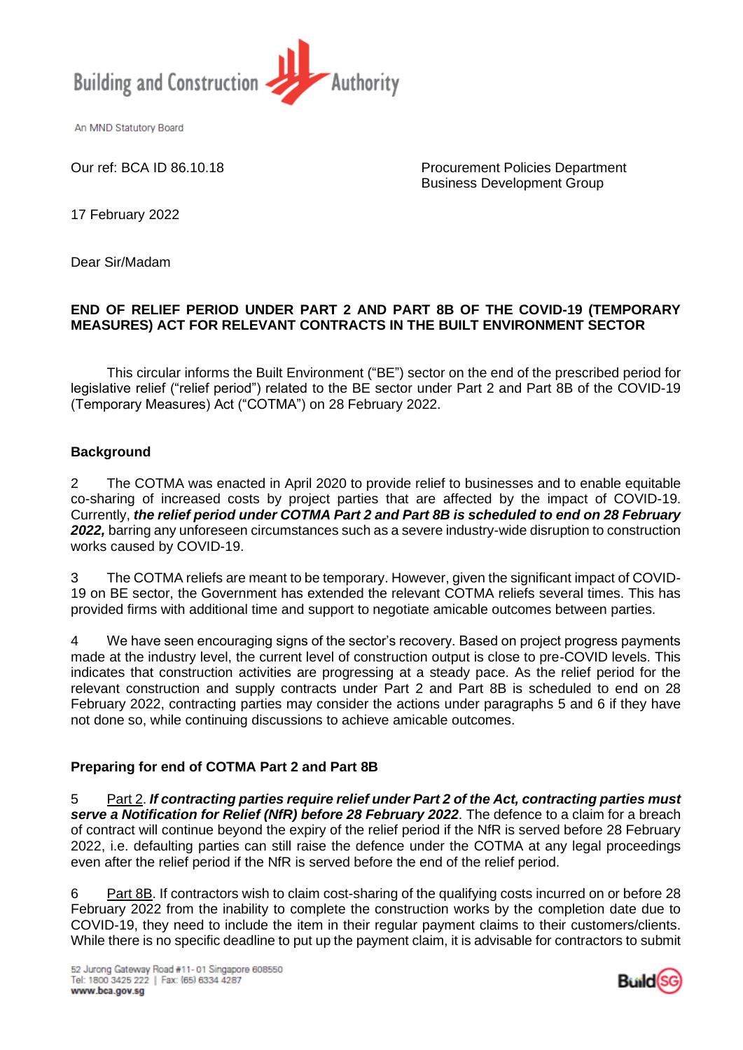Building and Construction Authority

An MND Statutory Board

Our ref: BCA ID 86.10.18

Procurement Policies Department
Business Development Group

17 February 2022

Dear Sir/Madam

**END OF RELIEF PERIOD UNDER PART 2 AND PART 8B OF THE COVID-19 (TEMPORARY MEASURES) ACT FOR RELEVANT CONTRACTS IN THE BUILT ENVIRONMENT SECTOR**

This circular informs the Built Environment ("BE") sector on the end of the prescribed period for legislative relief ("relief period") related to the BE sector under Part 2 and Part 8B of the COVID-19 (Temporary Measures) Act ("COTMA") on 28 February 2022.

**Background**

2 The COTMA was enacted in April 2020 to provide relief to businesses and to enable equitable co-sharing of increased costs by project parties that are affected by the impact of COVID-19. Currently, ***the relief period under COTMA Part 2 and Part 8B is scheduled to end on 28 February 2022,*** barring any unforeseen circumstances such as a severe industry-wide disruption to construction works caused by COVID-19.

3 The COTMA reliefs are meant to be temporary. However, given the significant impact of COVID-19 on BE sector, the Government has extended the relevant COTMA reliefs several times. This has provided firms with additional time and support to negotiate amicable outcomes between parties.

4 We have seen encouraging signs of the sector's recovery. Based on project progress payments made at the industry level, the current level of construction output is close to pre-COVID levels. This indicates that construction activities are progressing at a steady pace. As the relief period for the relevant construction and supply contracts under Part 2 and Part 8B is scheduled to end on 28 February 2022, contracting parties may consider the actions under paragraphs 5 and 6 if they have not done so, while continuing discussions to achieve amicable outcomes.

**Preparing for end of COTMA Part 2 and Part 8B**

5 Part 2. ***If contracting parties require relief under Part 2 of the Act, contracting parties must serve a Notification for Relief (NfR) before 28 February 2022***. The defence to a claim for a breach of contract will continue beyond the expiry of the relief period if the NfR is served before 28 February 2022, i.e. defaulting parties can still raise the defence under the COTMA at any legal proceedings even after the relief period if the NfR is served before the end of the relief period.

6 Part 8B. If contractors wish to claim cost-sharing of the qualifying costs incurred on or before 28 February 2022 from the inability to complete the construction works by the completion date due to COVID-19, they need to include the item in their regular payment claims to their customers/clients. While there is no specific deadline to put up the payment claim, it is advisable for contractors to submit

52 Jurong Gateway Road #11-01 Singapore 608550
Tel: 1800 3425 222 | Fax: (65) 6334 4287
www.bca.gov.sg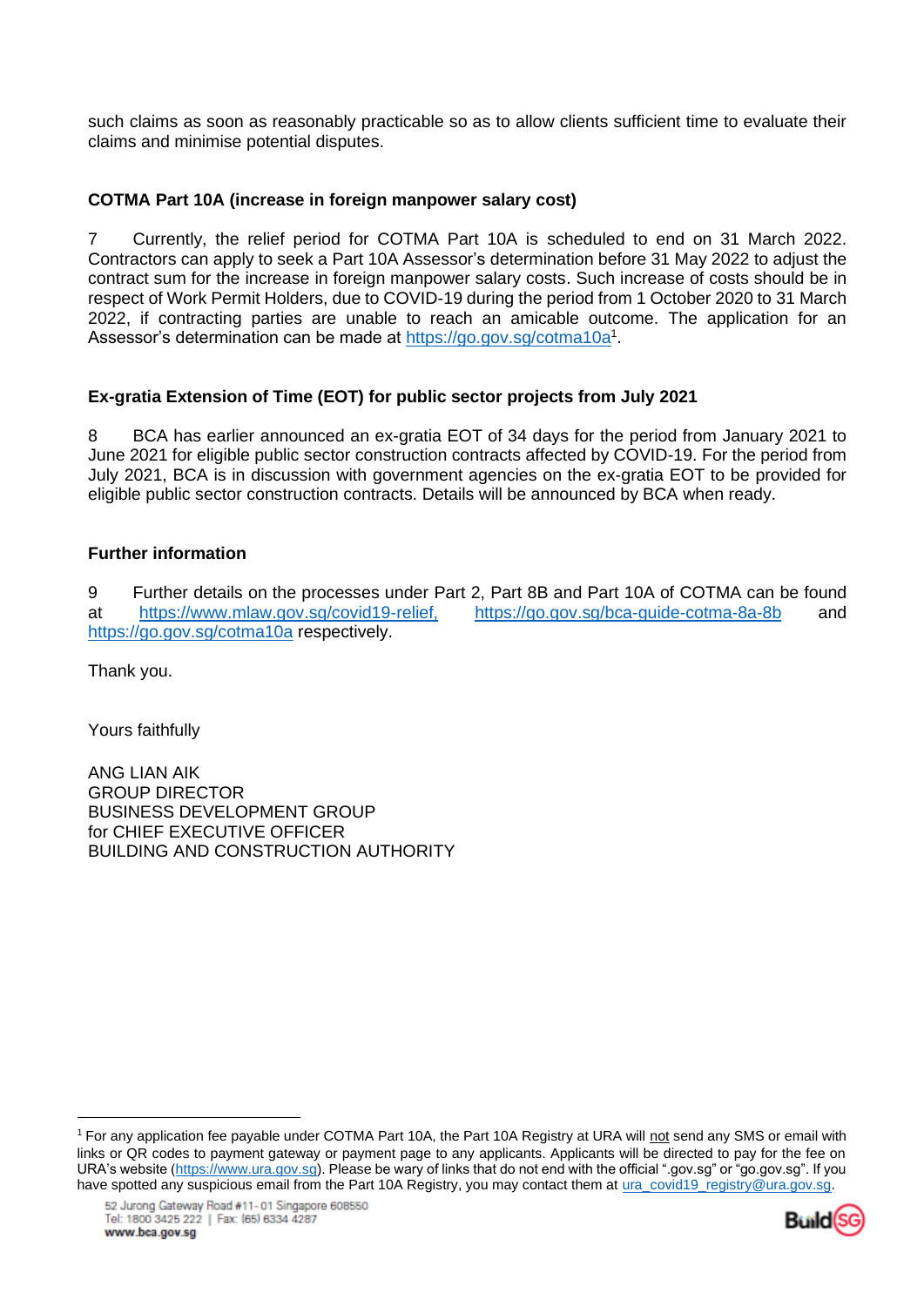such claims as soon as reasonably practicable so as to allow clients sufficient time to evaluate their claims and minimise potential disputes.

**COTMA Part 10A (increase in foreign manpower salary cost)**

7 Currently, the relief period for COTMA Part 10A is scheduled to end on 31 March 2022. Contractors can apply to seek a Part 10A Assessor's determination before 31 May 2022 to adjust the contract sum for the increase in foreign manpower salary costs. Such increase of costs should be in respect of Work Permit Holders, due to COVID-19 during the period from 1 October 2020 to 31 March 2022, if contracting parties are unable to reach an amicable outcome. The application for an Assessor's determination can be made at https://go.gov.sg/cotma10a[1].

**Ex-gratia Extension of Time (EOT) for public sector projects from July 2021**

8 BCA has earlier announced an ex-gratia EOT of 34 days for the period from January 2021 to June 2021 for eligible public sector construction contracts affected by COVID-19. For the period from July 2021, BCA is in discussion with government agencies on the ex-gratia EOT to be provided for eligible public sector construction contracts. Details will be announced by BCA when ready.

**Further information**

9 Further details on the processes under Part 2, Part 8B and Part 10A of COTMA can be found at https://www.mlaw.gov.sg/covid19-relief, https://go.gov.sg/bca-guide-cotma-8a-8b and https://go.gov.sg/cotma10a respectively.

Thank you.

Yours faithfully

ANG LIAN AIK
GROUP DIRECTOR
BUSINESS DEVELOPMENT GROUP
for CHIEF EXECUTIVE OFFICER
BUILDING AND CONSTRUCTION AUTHORITY

---

[1] For any application fee payable under COTMA Part 10A, the Part 10A Registry at URA will not send any SMS or email with links or QR codes to payment gateway or payment page to any applicants. Applicants will be directed to pay for the fee on URA's website (https://www.ura.gov.sg). Please be wary of links that do not end with the official ".gov.sg" or "go.gov.sg". If you have spotted any suspicious email from the Part 10A Registry, you may contact them at ura_covid19_registry@ura.gov.sg.